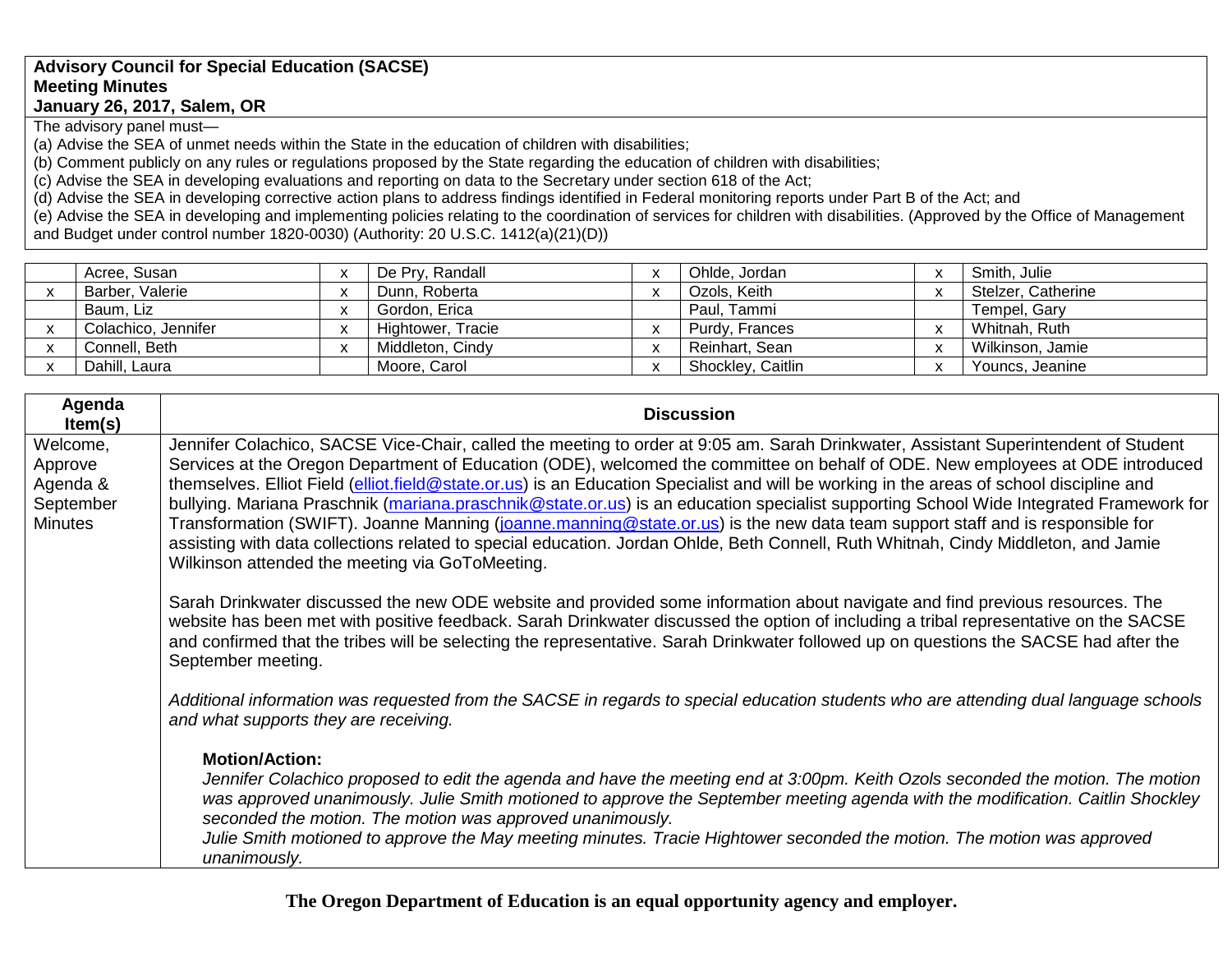**Advisory Council for Special Education (SACSE)**
**Meeting Minutes**
**January 26, 2017, Salem, OR**

The advisory panel must—
(a) Advise the SEA of unmet needs within the State in the education of children with disabilities;
(b) Comment publicly on any rules or regulations proposed by the State regarding the education of children with disabilities;
(c) Advise the SEA in developing evaluations and reporting on data to the Secretary under section 618 of the Act;
(d) Advise the SEA in developing corrective action plans to address findings identified in Federal monitoring reports under Part B of the Act; and
(e) Advise the SEA in developing and implementing policies relating to the coordination of services for children with disabilities. (Approved by the Office of Management and Budget under control number 1820-0030) (Authority: 20 U.S.C. 1412(a)(21)(D))

| | | | | | | | |
|---|---|---|---|---|---|---|---|
| | Acree, Susan | x | De Pry, Randall | x | Ohlde, Jordan | x | Smith, Julie |
| x | Barber, Valerie | x | Dunn, Roberta | x | Ozols, Keith | x | Stelzer, Catherine |
| | Baum, Liz | x | Gordon, Erica | | Paul, Tammi | | Tempel, Gary |
| x | Colachico, Jennifer | x | Hightower, Tracie | x | Purdy, Frances | x | Whitnah, Ruth |
| x | Connell, Beth | x | Middleton, Cindy | x | Reinhart, Sean | x | Wilkinson, Jamie |
| x | Dahill, Laura | | Moore, Carol | x | Shockley, Caitlin | x | Youncs, Jeanine |

| Agenda Item(s) | Discussion |
|---|---|
| Welcome, Approve Agenda & September Minutes | Jennifer Colachico, SACSE Vice-Chair, called the meeting to order at 9:05 am. Sarah Drinkwater, Assistant Superintendent of Student Services at the Oregon Department of Education (ODE), welcomed the committee on behalf of ODE. New employees at ODE introduced themselves. Elliot Field (elliot.field@state.or.us) is an Education Specialist and will be working in the areas of school discipline and bullying. Mariana Praschnik (mariana.praschnik@state.or.us) is an education specialist supporting School Wide Integrated Framework for Transformation (SWIFT). Joanne Manning (joanne.manning@state.or.us) is the new data team support staff and is responsible for assisting with data collections related to special education. Jordan Ohlde, Beth Connell, Ruth Whitnah, Cindy Middleton, and Jamie Wilkinson attended the meeting via GoToMeeting.<br><br>Sarah Drinkwater discussed the new ODE website and provided some information about navigate and find previous resources. The website has been met with positive feedback. Sarah Drinkwater discussed the option of including a tribal representative on the SACSE and confirmed that the tribes will be selecting the representative. Sarah Drinkwater followed up on questions the SACSE had after the September meeting.<br><br>*Additional information was requested from the SACSE in regards to special education students who are attending dual language schools and what supports they are receiving.*<br><br>**Motion/Action:**<br>*Jennifer Colachico proposed to edit the agenda and have the meeting end at 3:00pm. Keith Ozols seconded the motion. The motion was approved unanimously. Julie Smith motioned to approve the September meeting agenda with the modification. Caitlin Shockley seconded the motion. The motion was approved unanimously.*<br>*Julie Smith motioned to approve the May meeting minutes. Tracie Hightower seconded the motion. The motion was approved unanimously.* |

**The Oregon Department of Education is an equal opportunity agency and employer.**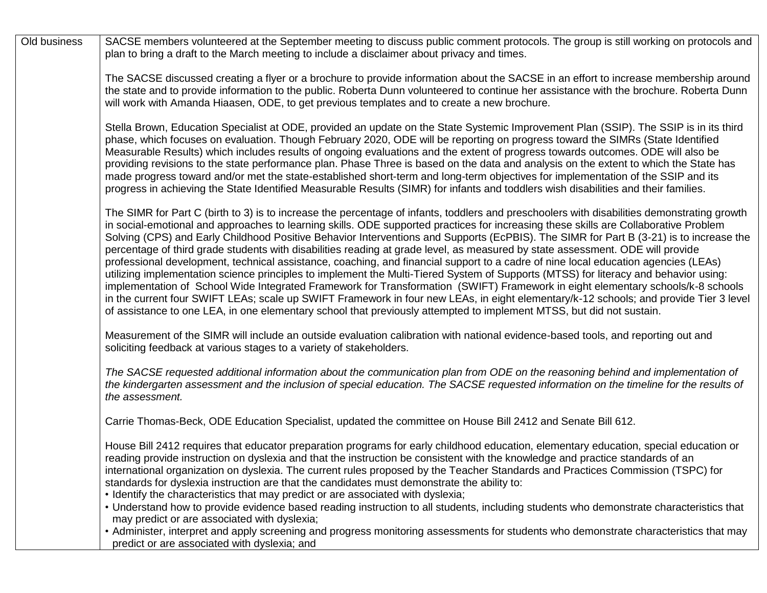| Old business | SACSE members volunteered at the September meeting to discuss public comment protocols. The group is still working on protocols and plan to bring a draft to the March meeting to include a disclaimer about privacy and times.<br><br>The SACSE discussed creating a flyer or a brochure to provide information about the SACSE in an effort to increase membership around the state and to provide information to the public. Roberta Dunn volunteered to continue her assistance with the brochure. Roberta Dunn will work with Amanda Hiaasen, ODE, to get previous templates and to create a new brochure.<br><br>Stella Brown, Education Specialist at ODE, provided an update on the State Systemic Improvement Plan (SSIP). The SSIP is in its third phase, which focuses on evaluation. Though February 2020, ODE will be reporting on progress toward the SIMRs (State Identified Measurable Results) which includes results of ongoing evaluations and the extent of progress towards outcomes. ODE will also be providing revisions to the state performance plan. Phase Three is based on the data and analysis on the extent to which the State has made progress toward and/or met the state-established short-term and long-term objectives for implementation of the SSIP and its progress in achieving the State Identified Measurable Results (SIMR) for infants and toddlers wish disabilities and their families.<br><br>The SIMR for Part C (birth to 3) is to increase the percentage of infants, toddlers and preschoolers with disabilities demonstrating growth in social-emotional and approaches to learning skills. ODE supported practices for increasing these skills are Collaborative Problem Solving (CPS) and Early Childhood Positive Behavior Interventions and Supports (EcPBIS). The SIMR for Part B (3-21) is to increase the percentage of third grade students with disabilities reading at grade level, as measured by state assessment. ODE will provide professional development, technical assistance, coaching, and financial support to a cadre of nine local education agencies (LEAs) utilizing implementation science principles to implement the Multi-Tiered System of Supports (MTSS) for literacy and behavior using: implementation of School Wide Integrated Framework for Transformation (SWIFT) Framework in eight elementary schools/k-8 schools in the current four SWIFT LEAs; scale up SWIFT Framework in four new LEAs, in eight elementary/k-12 schools; and provide Tier 3 level of assistance to one LEA, in one elementary school that previously attempted to implement MTSS, but did not sustain.<br><br>Measurement of the SIMR will include an outside evaluation calibration with national evidence-based tools, and reporting out and soliciting feedback at various stages to a variety of stakeholders.<br><br>*The SACSE requested additional information about the communication plan from ODE on the reasoning behind and implementation of the kindergarten assessment and the inclusion of special education. The SACSE requested information on the timeline for the results of the assessment.*<br><br>Carrie Thomas-Beck, ODE Education Specialist, updated the committee on House Bill 2412 and Senate Bill 612.<br><br>House Bill 2412 requires that educator preparation programs for early childhood education, elementary education, special education or reading provide instruction on dyslexia and that the instruction be consistent with the knowledge and practice standards of an international organization on dyslexia. The current rules proposed by the Teacher Standards and Practices Commission (TSPC) for standards for dyslexia instruction are that the candidates must demonstrate the ability to:<br>• Identify the characteristics that may predict or are associated with dyslexia;<br>• Understand how to provide evidence based reading instruction to all students, including students who demonstrate characteristics that may predict or are associated with dyslexia;<br>• Administer, interpret and apply screening and progress monitoring assessments for students who demonstrate characteristics that may predict or are associated with dyslexia; and |
|---|---|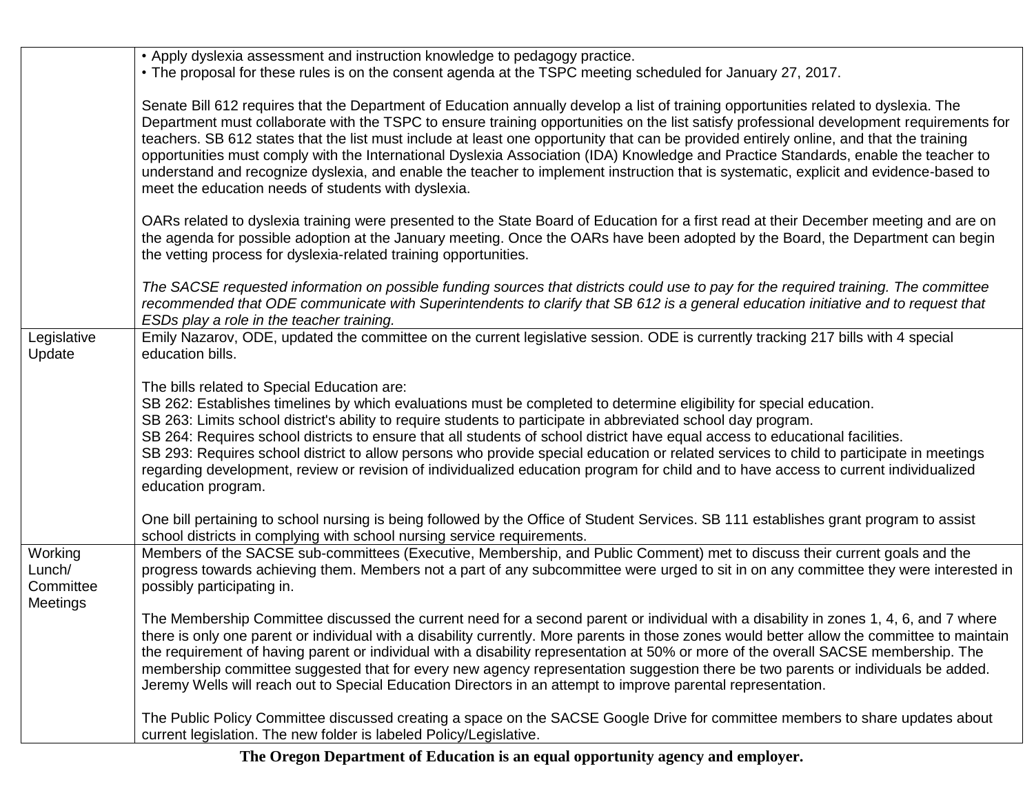| | |
|---|---|
| | • Apply dyslexia assessment and instruction knowledge to pedagogy practice.<br>• The proposal for these rules is on the consent agenda at the TSPC meeting scheduled for January 27, 2017.<br><br>Senate Bill 612 requires that the Department of Education annually develop a list of training opportunities related to dyslexia. The Department must collaborate with the TSPC to ensure training opportunities on the list satisfy professional development requirements for teachers. SB 612 states that the list must include at least one opportunity that can be provided entirely online, and that the training opportunities must comply with the International Dyslexia Association (IDA) Knowledge and Practice Standards, enable the teacher to understand and recognize dyslexia, and enable the teacher to implement instruction that is systematic, explicit and evidence-based to meet the education needs of students with dyslexia.<br><br>OARs related to dyslexia training were presented to the State Board of Education for a first read at their December meeting and are on the agenda for possible adoption at the January meeting. Once the OARs have been adopted by the Board, the Department can begin the vetting process for dyslexia-related training opportunities.<br><br>*The SACSE requested information on possible funding sources that districts could use to pay for the required training. The committee recommended that ODE communicate with Superintendents to clarify that SB 612 is a general education initiative and to request that ESDs play a role in the teacher training.* |
| Legislative Update | Emily Nazarov, ODE, updated the committee on the current legislative session. ODE is currently tracking 217 bills with 4 special education bills.<br><br>The bills related to Special Education are:<br>SB 262: Establishes timelines by which evaluations must be completed to determine eligibility for special education.<br>SB 263: Limits school district's ability to require students to participate in abbreviated school day program.<br>SB 264: Requires school districts to ensure that all students of school district have equal access to educational facilities.<br>SB 293: Requires school district to allow persons who provide special education or related services to child to participate in meetings regarding development, review or revision of individualized education program for child and to have access to current individualized education program.<br><br>One bill pertaining to school nursing is being followed by the Office of Student Services. SB 111 establishes grant program to assist school districts in complying with school nursing service requirements. |
| Working Lunch/ Committee Meetings | Members of the SACSE sub-committees (Executive, Membership, and Public Comment) met to discuss their current goals and the progress towards achieving them. Members not a part of any subcommittee were urged to sit in on any committee they were interested in possibly participating in.<br><br>The Membership Committee discussed the current need for a second parent or individual with a disability in zones 1, 4, 6, and 7 where there is only one parent or individual with a disability currently. More parents in those zones would better allow the committee to maintain the requirement of having parent or individual with a disability representation at 50% or more of the overall SACSE membership. The membership committee suggested that for every new agency representation suggestion there be two parents or individuals be added. Jeremy Wells will reach out to Special Education Directors in an attempt to improve parental representation.<br><br>The Public Policy Committee discussed creating a space on the SACSE Google Drive for committee members to share updates about current legislation. The new folder is labeled Policy/Legislative. |

**The Oregon Department of Education is an equal opportunity agency and employer.**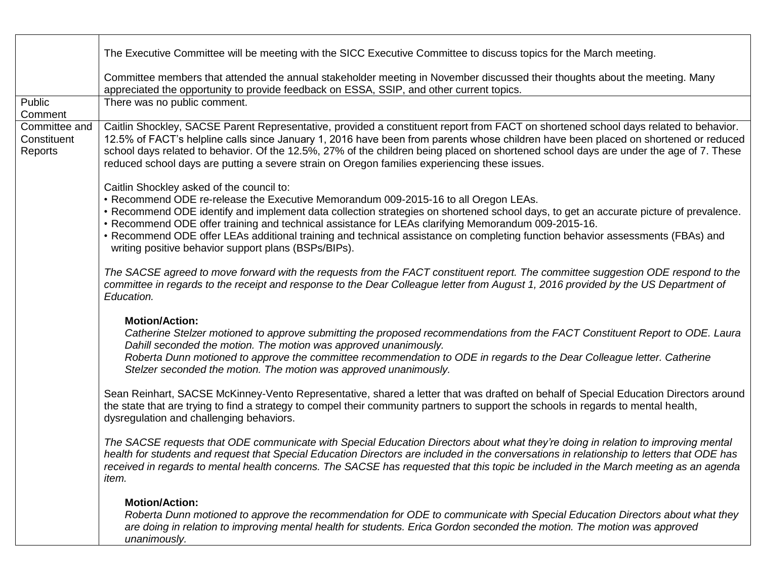| | |
|---|---|
| | The Executive Committee will be meeting with the SICC Executive Committee to discuss topics for the March meeting.<br><br>Committee members that attended the annual stakeholder meeting in November discussed their thoughts about the meeting. Many appreciated the opportunity to provide feedback on ESSA, SSIP, and other current topics. |
| Public Comment | There was no public comment. |
| Committee and Constituent Reports | Caitlin Shockley, SACSE Parent Representative, provided a constituent report from FACT on shortened school days related to behavior. 12.5% of FACT's helpline calls since January 1, 2016 have been from parents whose children have been placed on shortened or reduced school days related to behavior. Of the 12.5%, 27% of the children being placed on shortened school days are under the age of 7. These reduced school days are putting a severe strain on Oregon families experiencing these issues.<br><br>Caitlin Shockley asked of the council to:<br>• Recommend ODE re-release the Executive Memorandum 009-2015-16 to all Oregon LEAs.<br>• Recommend ODE identify and implement data collection strategies on shortened school days, to get an accurate picture of prevalence.<br>• Recommend ODE offer training and technical assistance for LEAs clarifying Memorandum 009-2015-16.<br>• Recommend ODE offer LEAs additional training and technical assistance on completing function behavior assessments (FBAs) and writing positive behavior support plans (BSPs/BIPs).<br><br>*The SACSE agreed to move forward with the requests from the FACT constituent report. The committee suggestion ODE respond to the committee in regards to the receipt and response to the Dear Colleague letter from August 1, 2016 provided by the US Department of Education.*<br><br>**Motion/Action:**<br>*Catherine Stelzer motioned to approve submitting the proposed recommendations from the FACT Constituent Report to ODE. Laura Dahill seconded the motion. The motion was approved unanimously.*<br>*Roberta Dunn motioned to approve the committee recommendation to ODE in regards to the Dear Colleague letter. Catherine Stelzer seconded the motion. The motion was approved unanimously.*<br><br>Sean Reinhart, SACSE McKinney-Vento Representative, shared a letter that was drafted on behalf of Special Education Directors around the state that are trying to find a strategy to compel their community partners to support the schools in regards to mental health, dysregulation and challenging behaviors.<br><br>*The SACSE requests that ODE communicate with Special Education Directors about what they're doing in relation to improving mental health for students and request that Special Education Directors are included in the conversations in relationship to letters that ODE has received in regards to mental health concerns. The SACSE has requested that this topic be included in the March meeting as an agenda item.*<br><br>**Motion/Action:**<br>*Roberta Dunn motioned to approve the recommendation for ODE to communicate with Special Education Directors about what they are doing in relation to improving mental health for students. Erica Gordon seconded the motion. The motion was approved unanimously.* |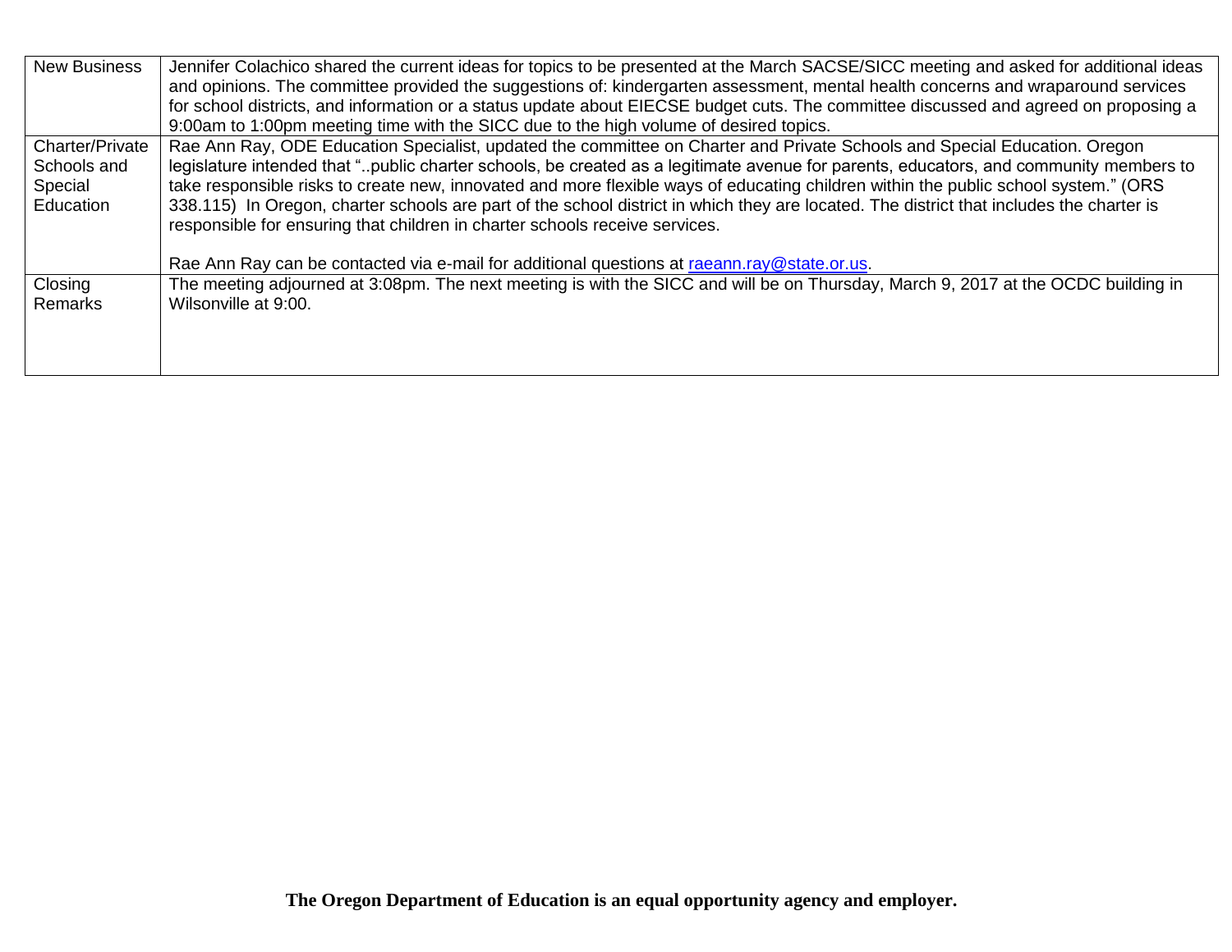| | |
|---|---|
| New Business | Jennifer Colachico shared the current ideas for topics to be presented at the March SACSE/SICC meeting and asked for additional ideas and opinions. The committee provided the suggestions of: kindergarten assessment, mental health concerns and wraparound services for school districts, and information or a status update about EIECSE budget cuts. The committee discussed and agreed on proposing a 9:00am to 1:00pm meeting time with the SICC due to the high volume of desired topics. |
| Charter/Private Schools and Special Education | Rae Ann Ray, ODE Education Specialist, updated the committee on Charter and Private Schools and Special Education. Oregon legislature intended that "..public charter schools, be created as a legitimate avenue for parents, educators, and community members to take responsible risks to create new, innovated and more flexible ways of educating children within the public school system." (ORS 338.115) In Oregon, charter schools are part of the school district in which they are located. The district that includes the charter is responsible for ensuring that children in charter schools receive services.<br><br>Rae Ann Ray can be contacted via e-mail for additional questions at raeann.ray@state.or.us. |
| Closing Remarks | The meeting adjourned at 3:08pm. The next meeting is with the SICC and will be on Thursday, March 9, 2017 at the OCDC building in Wilsonville at 9:00. |

**The Oregon Department of Education is an equal opportunity agency and employer.**